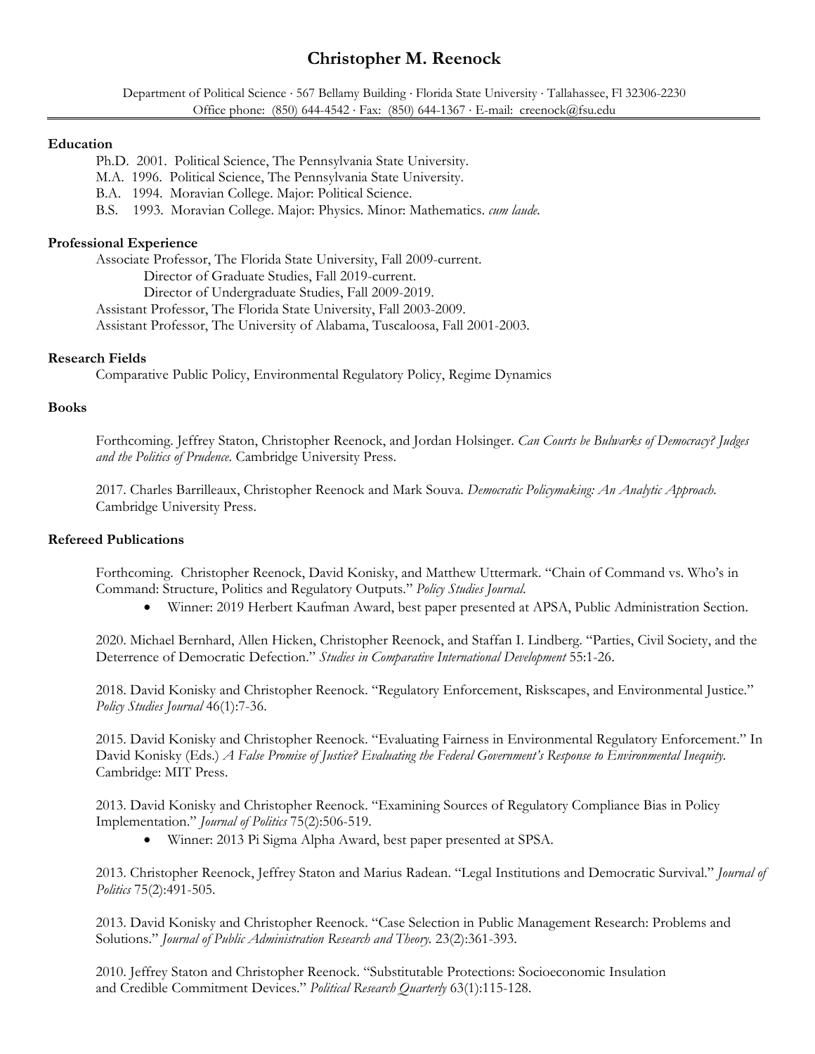# Christopher M. Reenock

Department of Political Science · 567 Bellamy Building · Florida State University · Tallahassee, Fl 32306-2230
Office phone: (850) 644-4542 · Fax: (850) 644-1367 · E-mail: creenock@fsu.edu

## Education

Ph.D. 2001. Political Science, The Pennsylvania State University.
M.A. 1996. Political Science, The Pennsylvania State University.
B.A. 1994. Moravian College. Major: Political Science.
B.S. 1993. Moravian College. Major: Physics. Minor: Mathematics. *cum laude.*

## Professional Experience

Associate Professor, The Florida State University, Fall 2009-current.
Director of Graduate Studies, Fall 2019-current.
Director of Undergraduate Studies, Fall 2009-2019.
Assistant Professor, The Florida State University, Fall 2003-2009.
Assistant Professor, The University of Alabama, Tuscaloosa, Fall 2001-2003.

## Research Fields

Comparative Public Policy, Environmental Regulatory Policy, Regime Dynamics

## Books

Forthcoming. Jeffrey Staton, Christopher Reenock, and Jordan Holsinger. *Can Courts be Bulwarks of Democracy? Judges and the Politics of Prudence.* Cambridge University Press.

2017. Charles Barrilleaux, Christopher Reenock and Mark Souva. *Democratic Policymaking: An Analytic Approach.* Cambridge University Press.

## Refereed Publications

Forthcoming. Christopher Reenock, David Konisky, and Matthew Uttermark. "Chain of Command vs. Who's in Command: Structure, Politics and Regulatory Outputs." *Policy Studies Journal.*

- Winner: 2019 Herbert Kaufman Award, best paper presented at APSA, Public Administration Section.

2020. Michael Bernhard, Allen Hicken, Christopher Reenock, and Staffan I. Lindberg. "Parties, Civil Society, and the Deterrence of Democratic Defection." *Studies in Comparative International Development* 55:1-26.

2018. David Konisky and Christopher Reenock. "Regulatory Enforcement, Riskscapes, and Environmental Justice." *Policy Studies Journal* 46(1):7-36.

2015. David Konisky and Christopher Reenock. "Evaluating Fairness in Environmental Regulatory Enforcement." In David Konisky (Eds.) *A False Promise of Justice? Evaluating the Federal Government's Response to Environmental Inequity.* Cambridge: MIT Press.

2013. David Konisky and Christopher Reenock. "Examining Sources of Regulatory Compliance Bias in Policy Implementation." *Journal of Politics* 75(2):506-519.

- Winner: 2013 Pi Sigma Alpha Award, best paper presented at SPSA.

2013. Christopher Reenock, Jeffrey Staton and Marius Radean. "Legal Institutions and Democratic Survival." *Journal of Politics* 75(2):491-505.

2013. David Konisky and Christopher Reenock. "Case Selection in Public Management Research: Problems and Solutions." *Journal of Public Administration Research and Theory.* 23(2):361-393.

2010. Jeffrey Staton and Christopher Reenock. "Substitutable Protections: Socioeconomic Insulation and Credible Commitment Devices." *Political Research Quarterly* 63(1):115-128.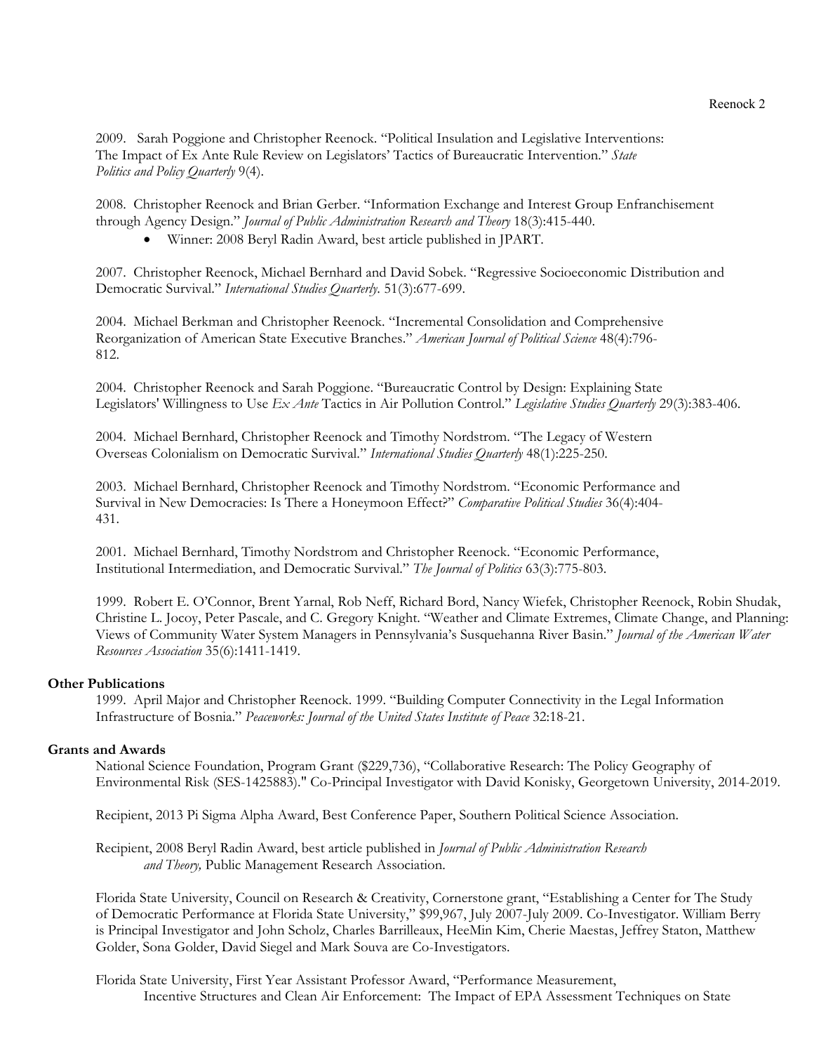2009. Sarah Poggione and Christopher Reenock. "Political Insulation and Legislative Interventions: The Impact of Ex Ante Rule Review on Legislators' Tactics of Bureaucratic Intervention." *State Politics and Policy Quarterly* 9(4).

2008. Christopher Reenock and Brian Gerber. "Information Exchange and Interest Group Enfranchisement through Agency Design." *Journal of Public Administration Research and Theory* 18(3):415-440.

- Winner: 2008 Beryl Radin Award, best article published in JPART.

2007. Christopher Reenock, Michael Bernhard and David Sobek. "Regressive Socioeconomic Distribution and Democratic Survival." *International Studies Quarterly.* 51(3):677-699.

2004. Michael Berkman and Christopher Reenock. "Incremental Consolidation and Comprehensive Reorganization of American State Executive Branches." *American Journal of Political Science* 48(4):796-812.

2004. Christopher Reenock and Sarah Poggione. "Bureaucratic Control by Design: Explaining State Legislators' Willingness to Use *Ex Ante* Tactics in Air Pollution Control." *Legislative Studies Quarterly* 29(3):383-406.

2004. Michael Bernhard, Christopher Reenock and Timothy Nordstrom. "The Legacy of Western Overseas Colonialism on Democratic Survival." *International Studies Quarterly* 48(1):225-250.

2003. Michael Bernhard, Christopher Reenock and Timothy Nordstrom. "Economic Performance and Survival in New Democracies: Is There a Honeymoon Effect?" *Comparative Political Studies* 36(4):404-431.

2001. Michael Bernhard, Timothy Nordstrom and Christopher Reenock. "Economic Performance, Institutional Intermediation, and Democratic Survival." *The Journal of Politics* 63(3):775-803.

1999. Robert E. O'Connor, Brent Yarnal, Rob Neff, Richard Bord, Nancy Wiefek, Christopher Reenock, Robin Shudak, Christine L. Jocoy, Peter Pascale, and C. Gregory Knight. "Weather and Climate Extremes, Climate Change, and Planning: Views of Community Water System Managers in Pennsylvania's Susquehanna River Basin." *Journal of the American Water Resources Association* 35(6):1411-1419.

**Other Publications**

1999. April Major and Christopher Reenock. 1999. "Building Computer Connectivity in the Legal Information Infrastructure of Bosnia." *Peaceworks: Journal of the United States Institute of Peace* 32:18-21.

**Grants and Awards**

National Science Foundation, Program Grant ($229,736), "Collaborative Research: The Policy Geography of Environmental Risk (SES-1425883)." Co-Principal Investigator with David Konisky, Georgetown University, 2014-2019.

Recipient, 2013 Pi Sigma Alpha Award, Best Conference Paper, Southern Political Science Association.

Recipient, 2008 Beryl Radin Award, best article published in *Journal of Public Administration Research and Theory,* Public Management Research Association.

Florida State University, Council on Research & Creativity, Cornerstone grant, "Establishing a Center for The Study of Democratic Performance at Florida State University," $99,967, July 2007-July 2009. Co-Investigator. William Berry is Principal Investigator and John Scholz, Charles Barrilleaux, HeeMin Kim, Cherie Maestas, Jeffrey Staton, Matthew Golder, Sona Golder, David Siegel and Mark Souva are Co-Investigators.

Florida State University, First Year Assistant Professor Award, "Performance Measurement, Incentive Structures and Clean Air Enforcement: The Impact of EPA Assessment Techniques on State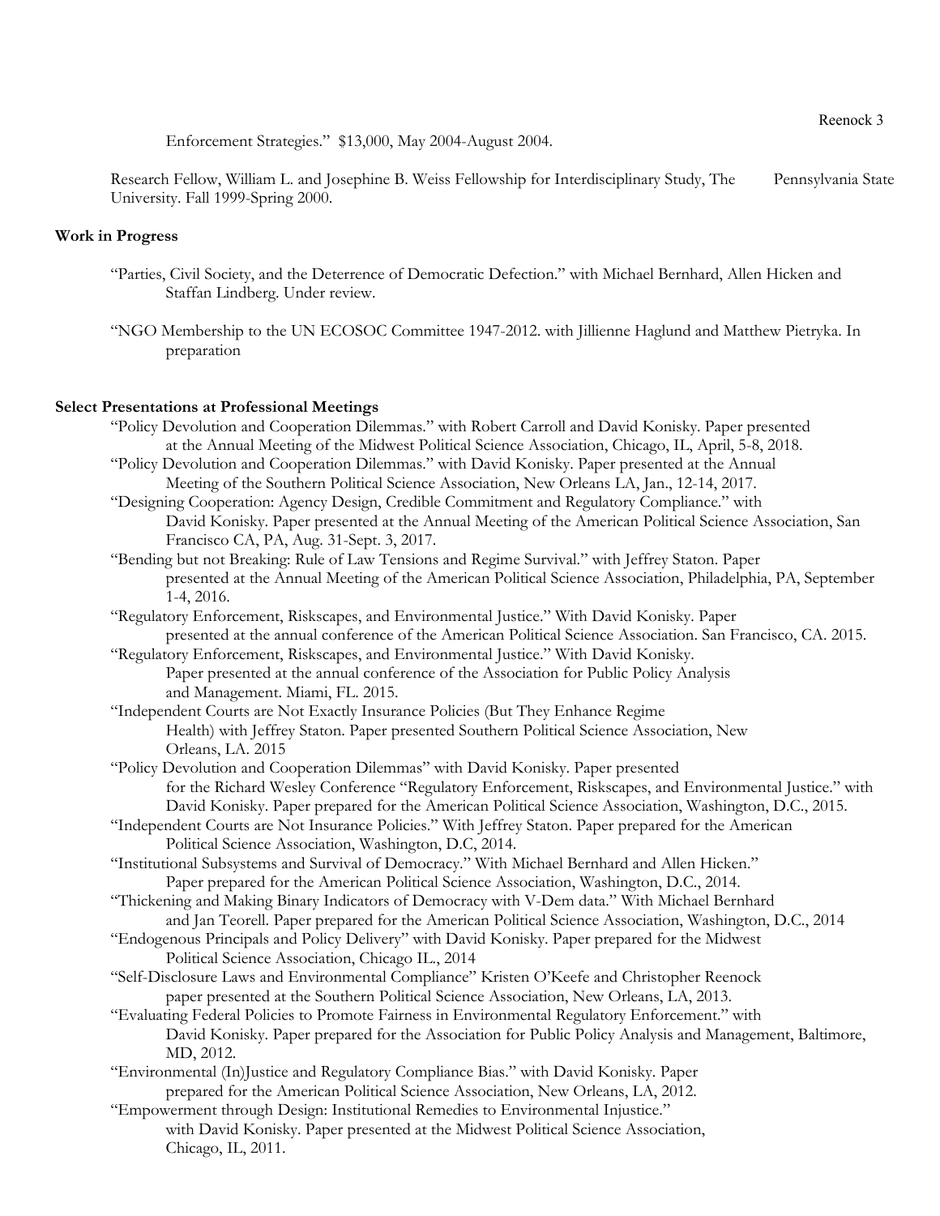Enforcement Strategies." $13,000, May 2004-August 2004.

Research Fellow, William L. and Josephine B. Weiss Fellowship for Interdisciplinary Study, The Pennsylvania State University. Fall 1999-Spring 2000.

**Work in Progress**

"Parties, Civil Society, and the Deterrence of Democratic Defection." with Michael Bernhard, Allen Hicken and Staffan Lindberg. Under review.

"NGO Membership to the UN ECOSOC Committee 1947-2012. with Jillienne Haglund and Matthew Pietryka. In preparation

**Select Presentations at Professional Meetings**

"Policy Devolution and Cooperation Dilemmas." with Robert Carroll and David Konisky. Paper presented at the Annual Meeting of the Midwest Political Science Association, Chicago, IL, April, 5-8, 2018.

"Policy Devolution and Cooperation Dilemmas." with David Konisky. Paper presented at the Annual Meeting of the Southern Political Science Association, New Orleans LA, Jan., 12-14, 2017.

"Designing Cooperation: Agency Design, Credible Commitment and Regulatory Compliance." with David Konisky. Paper presented at the Annual Meeting of the American Political Science Association, San Francisco CA, PA, Aug. 31-Sept. 3, 2017.

"Bending but not Breaking: Rule of Law Tensions and Regime Survival." with Jeffrey Staton. Paper presented at the Annual Meeting of the American Political Science Association, Philadelphia, PA, September 1-4, 2016.

"Regulatory Enforcement, Riskscapes, and Environmental Justice." With David Konisky. Paper presented at the annual conference of the American Political Science Association. San Francisco, CA. 2015.

"Regulatory Enforcement, Riskscapes, and Environmental Justice." With David Konisky. Paper presented at the annual conference of the Association for Public Policy Analysis and Management. Miami, FL. 2015.

"Independent Courts are Not Exactly Insurance Policies (But They Enhance Regime Health) with Jeffrey Staton. Paper presented Southern Political Science Association, New Orleans, LA. 2015

"Policy Devolution and Cooperation Dilemmas" with David Konisky. Paper presented for the Richard Wesley Conference "Regulatory Enforcement, Riskscapes, and Environmental Justice." with David Konisky. Paper prepared for the American Political Science Association, Washington, D.C., 2015.

"Independent Courts are Not Insurance Policies." With Jeffrey Staton. Paper prepared for the American Political Science Association, Washington, D.C, 2014.

"Institutional Subsystems and Survival of Democracy." With Michael Bernhard and Allen Hicken." Paper prepared for the American Political Science Association, Washington, D.C., 2014.

"Thickening and Making Binary Indicators of Democracy with V-Dem data." With Michael Bernhard and Jan Teorell. Paper prepared for the American Political Science Association, Washington, D.C., 2014

"Endogenous Principals and Policy Delivery" with David Konisky. Paper prepared for the Midwest Political Science Association, Chicago IL., 2014

"Self-Disclosure Laws and Environmental Compliance" Kristen O'Keefe and Christopher Reenock paper presented at the Southern Political Science Association, New Orleans, LA, 2013.

"Evaluating Federal Policies to Promote Fairness in Environmental Regulatory Enforcement." with David Konisky. Paper prepared for the Association for Public Policy Analysis and Management, Baltimore, MD, 2012.

"Environmental (In)Justice and Regulatory Compliance Bias." with David Konisky. Paper prepared for the American Political Science Association, New Orleans, LA, 2012.

"Empowerment through Design: Institutional Remedies to Environmental Injustice." with David Konisky. Paper presented at the Midwest Political Science Association, Chicago, IL, 2011.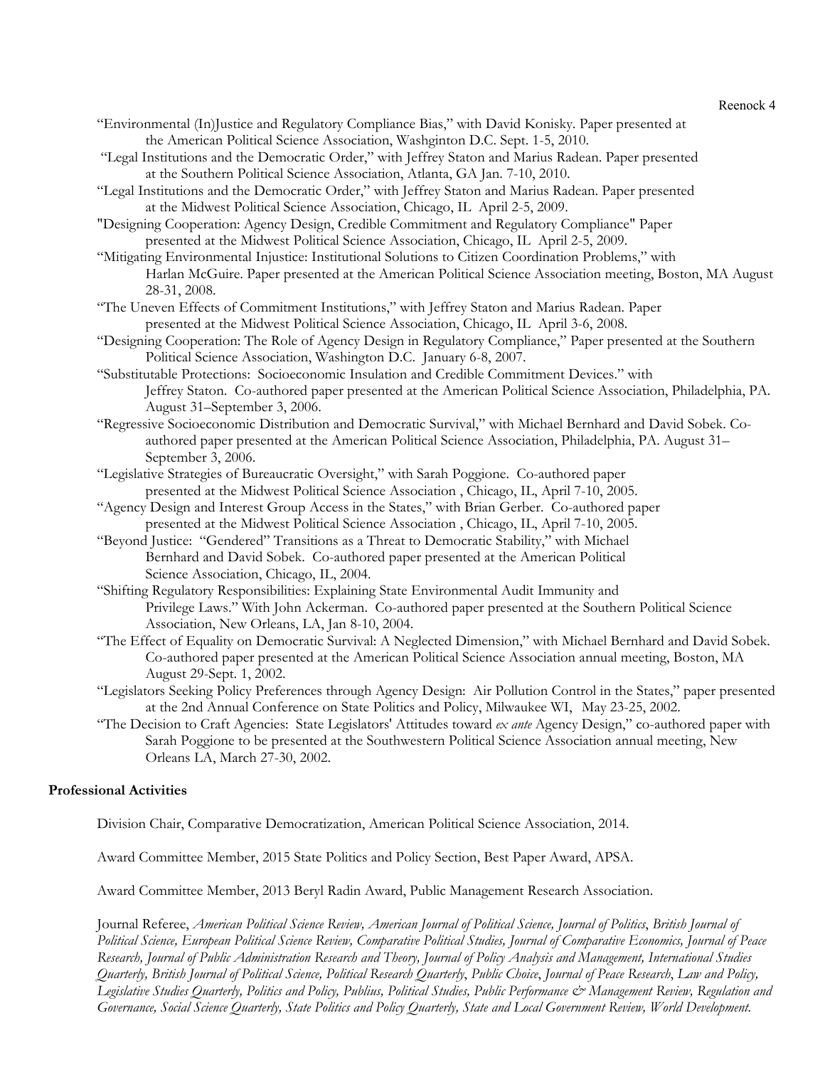"Environmental (In)Justice and Regulatory Compliance Bias," with David Konisky. Paper presented at the American Political Science Association, Washginton D.C. Sept. 1-5, 2010.

"Legal Institutions and the Democratic Order," with Jeffrey Staton and Marius Radean. Paper presented at the Southern Political Science Association, Atlanta, GA Jan. 7-10, 2010.

"Legal Institutions and the Democratic Order," with Jeffrey Staton and Marius Radean. Paper presented at the Midwest Political Science Association, Chicago, IL April 2-5, 2009.

"Designing Cooperation: Agency Design, Credible Commitment and Regulatory Compliance" Paper presented at the Midwest Political Science Association, Chicago, IL April 2-5, 2009.

"Mitigating Environmental Injustice: Institutional Solutions to Citizen Coordination Problems," with Harlan McGuire. Paper presented at the American Political Science Association meeting, Boston, MA August 28-31, 2008.

"The Uneven Effects of Commitment Institutions," with Jeffrey Staton and Marius Radean. Paper presented at the Midwest Political Science Association, Chicago, IL April 3-6, 2008.

"Designing Cooperation: The Role of Agency Design in Regulatory Compliance," Paper presented at the Southern Political Science Association, Washington D.C. January 6-8, 2007.

"Substitutable Protections: Socioeconomic Insulation and Credible Commitment Devices." with Jeffrey Staton. Co-authored paper presented at the American Political Science Association, Philadelphia, PA. August 31–September 3, 2006.

"Regressive Socioeconomic Distribution and Democratic Survival," with Michael Bernhard and David Sobek. Co-authored paper presented at the American Political Science Association, Philadelphia, PA. August 31–September 3, 2006.

"Legislative Strategies of Bureaucratic Oversight," with Sarah Poggione. Co-authored paper presented at the Midwest Political Science Association , Chicago, IL, April 7-10, 2005.

"Agency Design and Interest Group Access in the States," with Brian Gerber. Co-authored paper presented at the Midwest Political Science Association , Chicago, IL, April 7-10, 2005.

"Beyond Justice: "Gendered" Transitions as a Threat to Democratic Stability," with Michael Bernhard and David Sobek. Co-authored paper presented at the American Political Science Association, Chicago, IL, 2004.

"Shifting Regulatory Responsibilities: Explaining State Environmental Audit Immunity and Privilege Laws." With John Ackerman. Co-authored paper presented at the Southern Political Science Association, New Orleans, LA, Jan 8-10, 2004.

"The Effect of Equality on Democratic Survival: A Neglected Dimension," with Michael Bernhard and David Sobek. Co-authored paper presented at the American Political Science Association annual meeting, Boston, MA August 29-Sept. 1, 2002.

"Legislators Seeking Policy Preferences through Agency Design: Air Pollution Control in the States," paper presented at the 2nd Annual Conference on State Politics and Policy, Milwaukee WI, May 23-25, 2002.

"The Decision to Craft Agencies: State Legislators' Attitudes toward *ex ante* Agency Design," co-authored paper with Sarah Poggione to be presented at the Southwestern Political Science Association annual meeting, New Orleans LA, March 27-30, 2002.

**Professional Activities**

Division Chair, Comparative Democratization, American Political Science Association, 2014.

Award Committee Member, 2015 State Politics and Policy Section, Best Paper Award, APSA.

Award Committee Member, 2013 Beryl Radin Award, Public Management Research Association.

Journal Referee, *American Political Science Review, American Journal of Political Science, Journal of Politics*, *British Journal of Political Science, European Political Science Review, Comparative Political Studies, Journal of Comparative Economics, Journal of Peace Research, Journal of Public Administration Research and Theory, Journal of Policy Analysis and Management, International Studies Quarterly, British Journal of Political Science, Political Research Quarterly*, *Public Choice*, *Journal of Peace Research*, *Law and Policy, Legislative Studies Quarterly, Politics and Policy, Publius, Political Studies, Public Performance & Management Review, Regulation and Governance, Social Science Quarterly, State Politics and Policy Quarterly, State and Local Government Review, World Development.*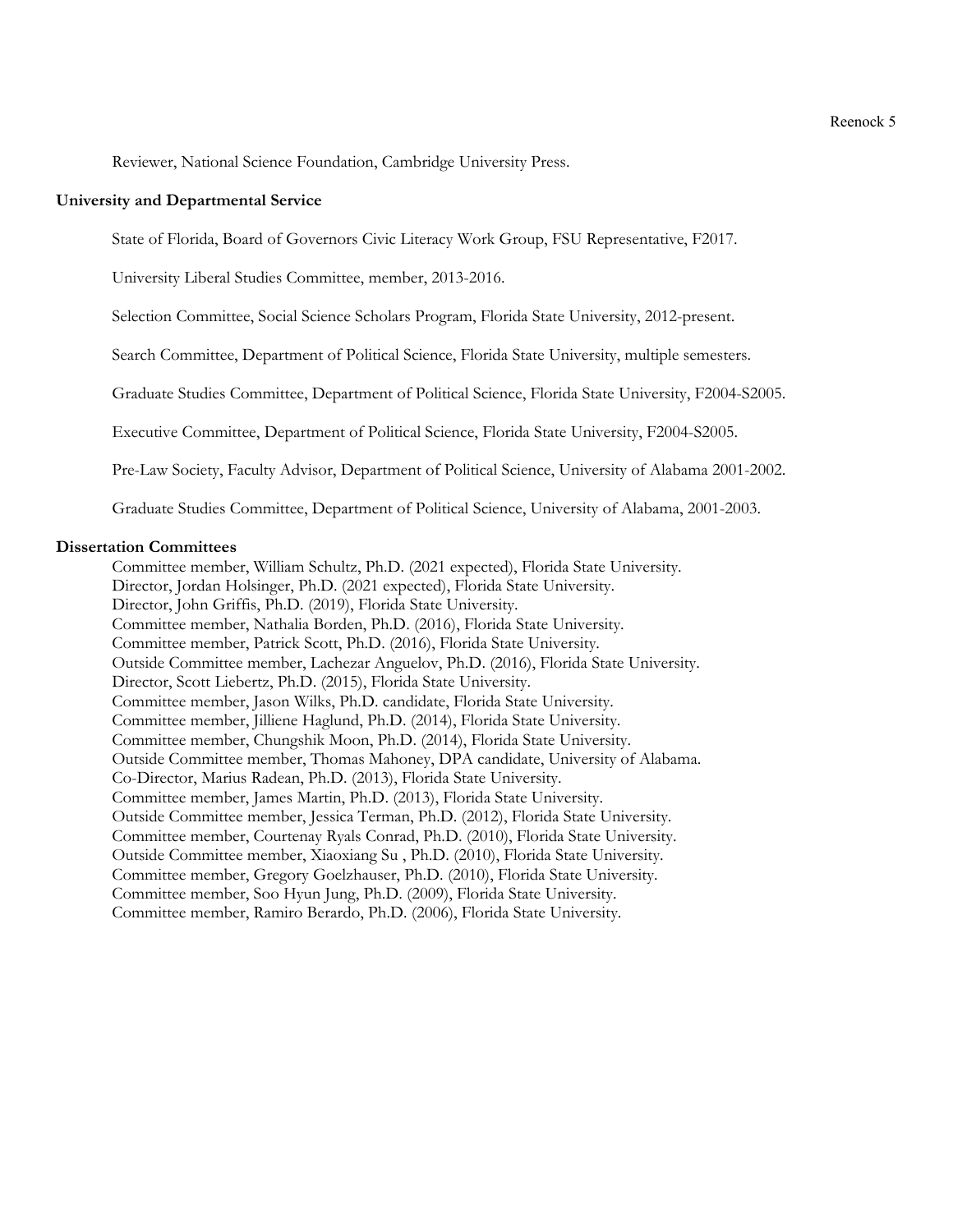Reviewer, National Science Foundation, Cambridge University Press.

**University and Departmental Service**

State of Florida, Board of Governors Civic Literacy Work Group, FSU Representative, F2017.

University Liberal Studies Committee, member, 2013-2016.

Selection Committee, Social Science Scholars Program, Florida State University, 2012-present.

Search Committee, Department of Political Science, Florida State University, multiple semesters.

Graduate Studies Committee, Department of Political Science, Florida State University, F2004-S2005.

Executive Committee, Department of Political Science, Florida State University, F2004-S2005.

Pre-Law Society, Faculty Advisor, Department of Political Science, University of Alabama 2001-2002.

Graduate Studies Committee, Department of Political Science, University of Alabama, 2001-2003.

**Dissertation Committees**

Committee member, William Schultz, Ph.D. (2021 expected), Florida State University.
Director, Jordan Holsinger, Ph.D. (2021 expected), Florida State University.
Director, John Griffis, Ph.D. (2019), Florida State University.
Committee member, Nathalia Borden, Ph.D. (2016), Florida State University.
Committee member, Patrick Scott, Ph.D. (2016), Florida State University.
Outside Committee member, Lachezar Anguelov, Ph.D. (2016), Florida State University.
Director, Scott Liebertz, Ph.D. (2015), Florida State University.
Committee member, Jason Wilks, Ph.D. candidate, Florida State University.
Committee member, Jilliene Haglund, Ph.D. (2014), Florida State University.
Committee member, Chungshik Moon, Ph.D. (2014), Florida State University.
Outside Committee member, Thomas Mahoney, DPA candidate, University of Alabama.
Co-Director, Marius Radean, Ph.D. (2013), Florida State University.
Committee member, James Martin, Ph.D. (2013), Florida State University.
Outside Committee member, Jessica Terman, Ph.D. (2012), Florida State University.
Committee member, Courtenay Ryals Conrad, Ph.D. (2010), Florida State University.
Outside Committee member, Xiaoxiang Su , Ph.D. (2010), Florida State University.
Committee member, Gregory Goelzhauser, Ph.D. (2010), Florida State University.
Committee member, Soo Hyun Jung, Ph.D. (2009), Florida State University.
Committee member, Ramiro Berardo, Ph.D. (2006), Florida State University.